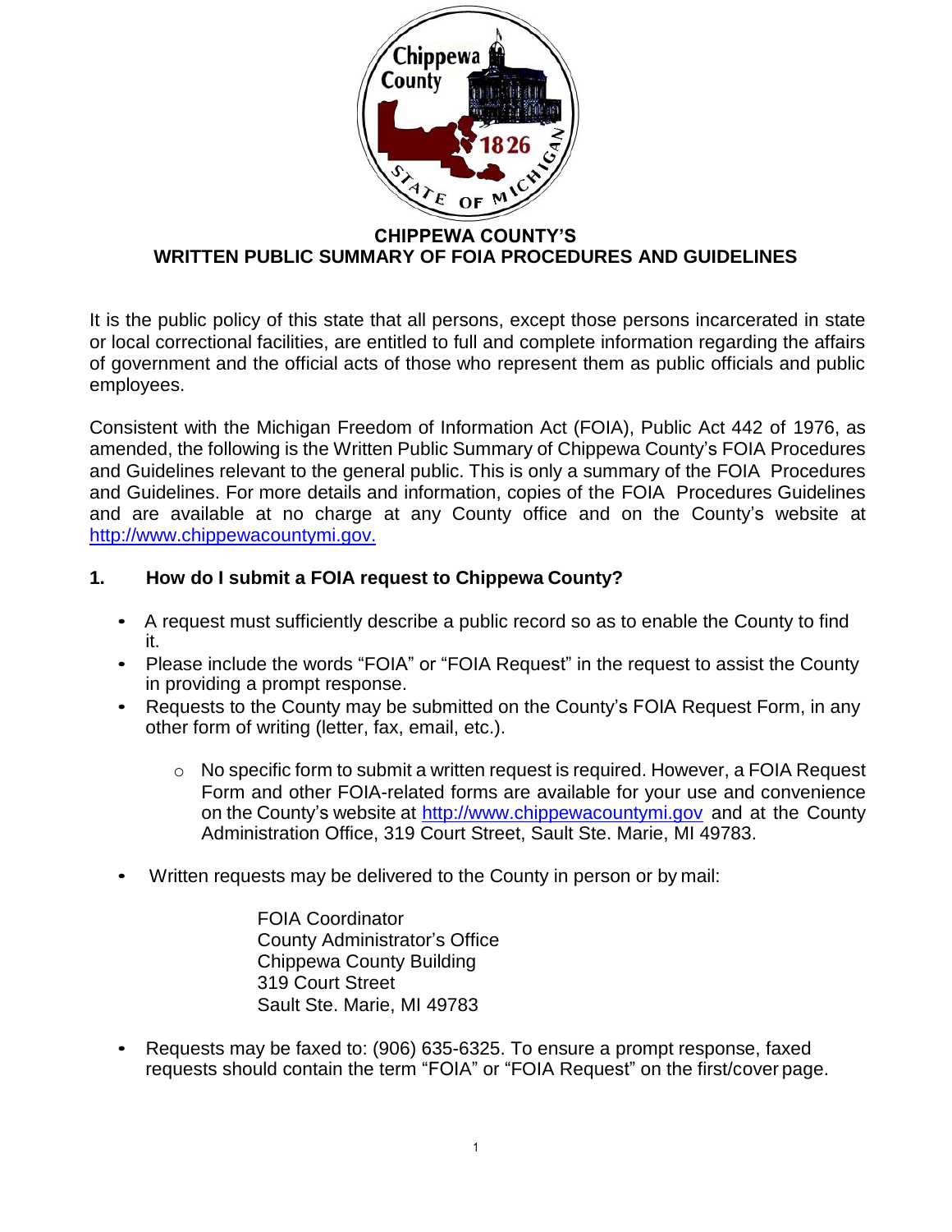# CHIPPEWA COUNTY'S
# WRITTEN PUBLIC SUMMARY OF FOIA PROCEDURES AND GUIDELINES

It is the public policy of this state that all persons, except those persons incarcerated in state or local correctional facilities, are entitled to full and complete information regarding the affairs of government and the official acts of those who represent them as public officials and public employees.

Consistent with the Michigan Freedom of Information Act (FOIA), Public Act 442 of 1976, as amended, the following is the Written Public Summary of Chippewa County's FOIA Procedures and Guidelines relevant to the general public. This is only a summary of the FOIA Procedures and Guidelines. For more details and information, copies of the FOIA Procedures Guidelines and are available at no charge at any County office and on the County's website at http://www.chippewacountymi.gov.

## 1. How do I submit a FOIA request to Chippewa County?

- A request must sufficiently describe a public record so as to enable the County to find it.
- Please include the words "FOIA" or "FOIA Request" in the request to assist the County in providing a prompt response.
- Requests to the County may be submitted on the County's FOIA Request Form, in any other form of writing (letter, fax, email, etc.).
  - No specific form to submit a written request is required. However, a FOIA Request Form and other FOIA-related forms are available for your use and convenience on the County's website at http://www.chippewacountymi.gov and at the County Administration Office, 319 Court Street, Sault Ste. Marie, MI 49783.
- Written requests may be delivered to the County in person or by mail:

  FOIA Coordinator
  County Administrator's Office
  Chippewa County Building
  319 Court Street
  Sault Ste. Marie, MI 49783

- Requests may be faxed to: (906) 635-6325. To ensure a prompt response, faxed requests should contain the term "FOIA" or "FOIA Request" on the first/cover page.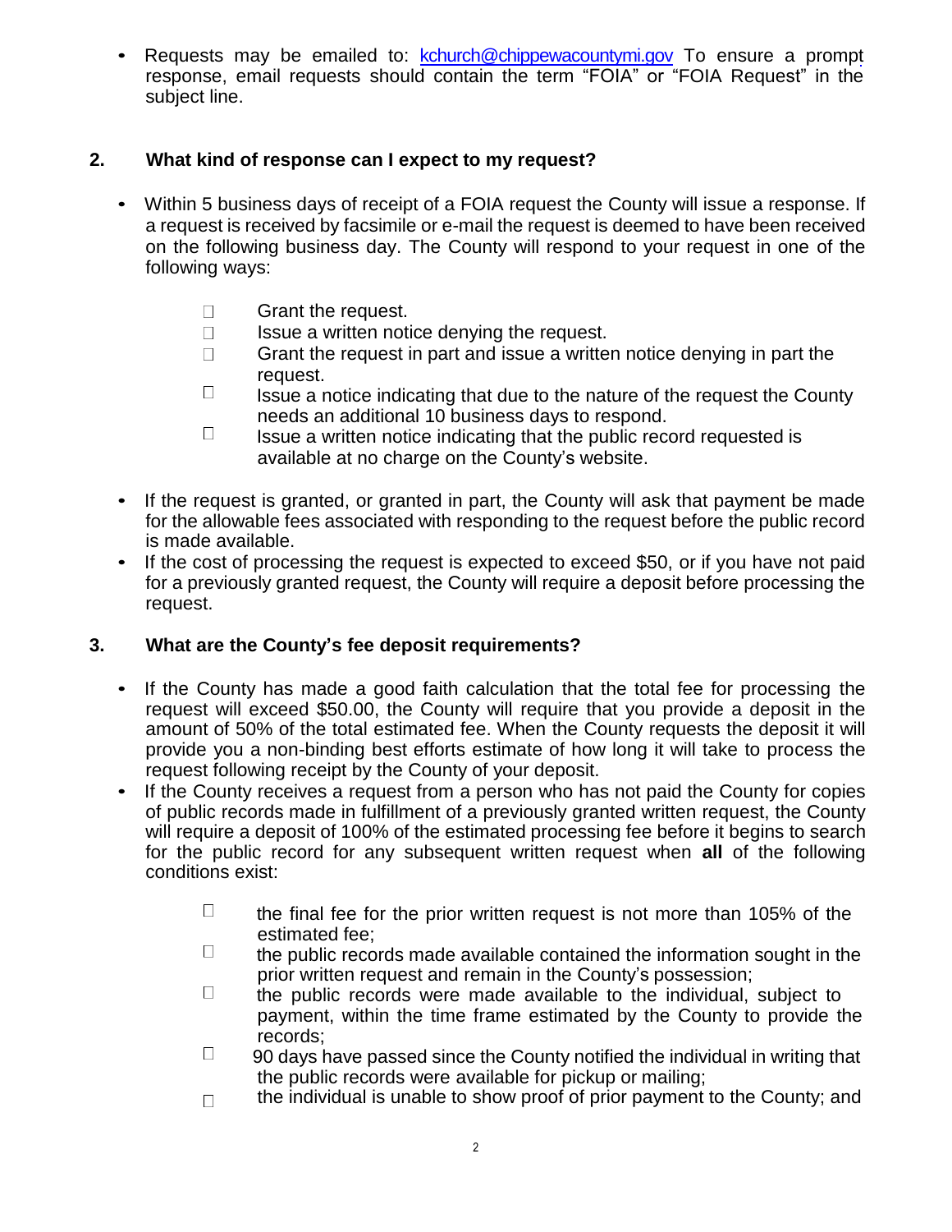- Requests may be emailed to: kchurch@chippewacountymi.gov To ensure a prompt response, email requests should contain the term "FOIA" or "FOIA Request" in the subject line.

## 2. What kind of response can I expect to my request?

- Within 5 business days of receipt of a FOIA request the County will issue a response. If a request is received by facsimile or e-mail the request is deemed to have been received on the following business day. The County will respond to your request in one of the following ways:
  - Grant the request.
  - Issue a written notice denying the request.
  - Grant the request in part and issue a written notice denying in part the request.
  - Issue a notice indicating that due to the nature of the request the County needs an additional 10 business days to respond.
  - Issue a written notice indicating that the public record requested is available at no charge on the County's website.
- If the request is granted, or granted in part, the County will ask that payment be made for the allowable fees associated with responding to the request before the public record is made available.
- If the cost of processing the request is expected to exceed $50, or if you have not paid for a previously granted request, the County will require a deposit before processing the request.

## 3. What are the County's fee deposit requirements?

- If the County has made a good faith calculation that the total fee for processing the request will exceed $50.00, the County will require that you provide a deposit in the amount of 50% of the total estimated fee. When the County requests the deposit it will provide you a non-binding best efforts estimate of how long it will take to process the request following receipt by the County of your deposit.
- If the County receives a request from a person who has not paid the County for copies of public records made in fulfillment of a previously granted written request, the County will require a deposit of 100% of the estimated processing fee before it begins to search for the public record for any subsequent written request when **all** of the following conditions exist:
  - the final fee for the prior written request is not more than 105% of the estimated fee;
  - the public records made available contained the information sought in the prior written request and remain in the County's possession;
  - the public records were made available to the individual, subject to payment, within the time frame estimated by the County to provide the records;
  - 90 days have passed since the County notified the individual in writing that the public records were available for pickup or mailing;
  - the individual is unable to show proof of prior payment to the County; and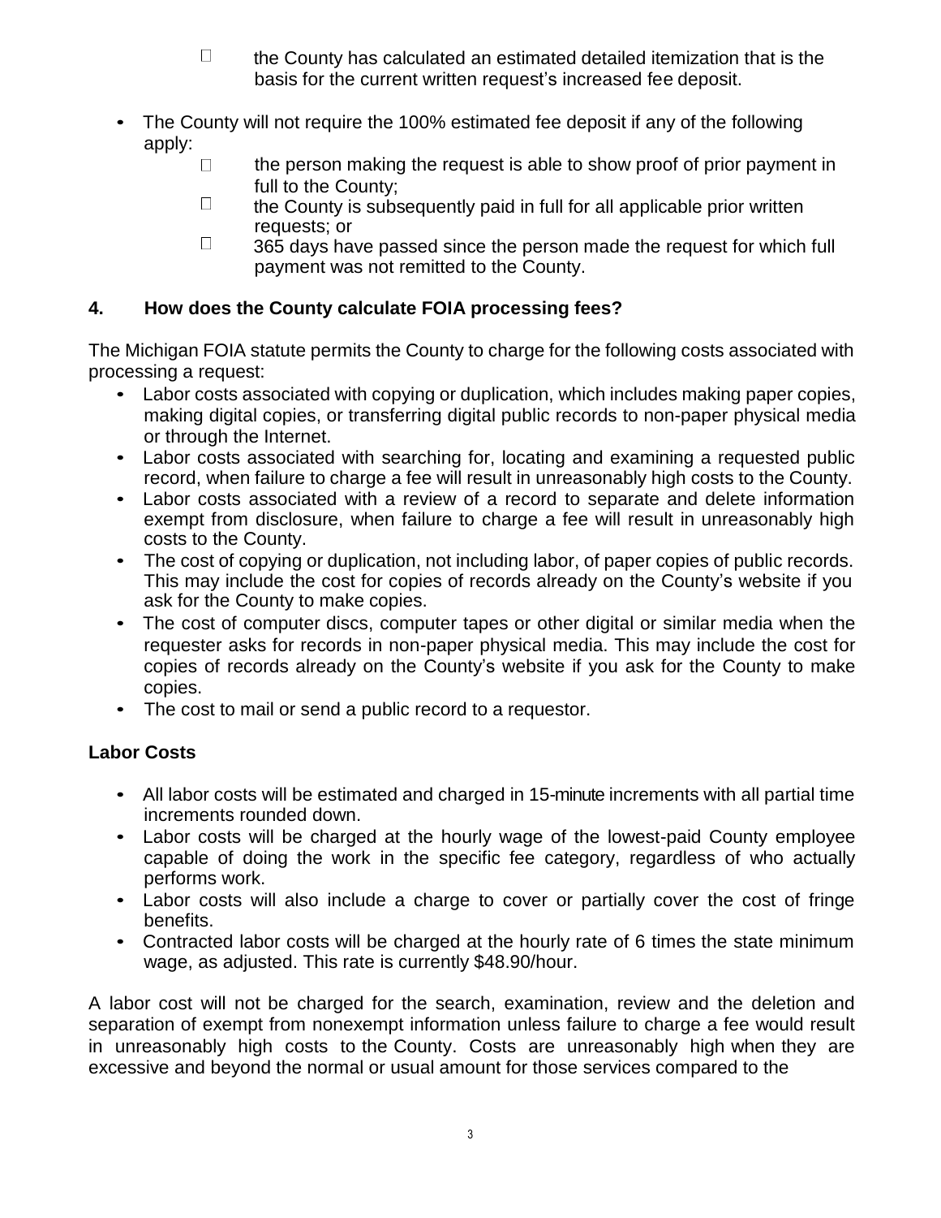- the County has calculated an estimated detailed itemization that is the basis for the current written request's increased fee deposit.

- The County will not require the 100% estimated fee deposit if any of the following apply:
    - the person making the request is able to show proof of prior payment in full to the County;
    - the County is subsequently paid in full for all applicable prior written requests; or
    - 365 days have passed since the person made the request for which full payment was not remitted to the County.

## 4. How does the County calculate FOIA processing fees?

The Michigan FOIA statute permits the County to charge for the following costs associated with processing a request:

- Labor costs associated with copying or duplication, which includes making paper copies, making digital copies, or transferring digital public records to non-paper physical media or through the Internet.
- Labor costs associated with searching for, locating and examining a requested public record, when failure to charge a fee will result in unreasonably high costs to the County.
- Labor costs associated with a review of a record to separate and delete information exempt from disclosure, when failure to charge a fee will result in unreasonably high costs to the County.
- The cost of copying or duplication, not including labor, of paper copies of public records. This may include the cost for copies of records already on the County's website if you ask for the County to make copies.
- The cost of computer discs, computer tapes or other digital or similar media when the requester asks for records in non-paper physical media. This may include the cost for copies of records already on the County's website if you ask for the County to make copies.
- The cost to mail or send a public record to a requestor.

### Labor Costs

- All labor costs will be estimated and charged in 15-minute increments with all partial time increments rounded down.
- Labor costs will be charged at the hourly wage of the lowest-paid County employee capable of doing the work in the specific fee category, regardless of who actually performs work.
- Labor costs will also include a charge to cover or partially cover the cost of fringe benefits.
- Contracted labor costs will be charged at the hourly rate of 6 times the state minimum wage, as adjusted. This rate is currently $48.90/hour.

A labor cost will not be charged for the search, examination, review and the deletion and separation of exempt from nonexempt information unless failure to charge a fee would result in unreasonably high costs to the County. Costs are unreasonably high when they are excessive and beyond the normal or usual amount for those services compared to the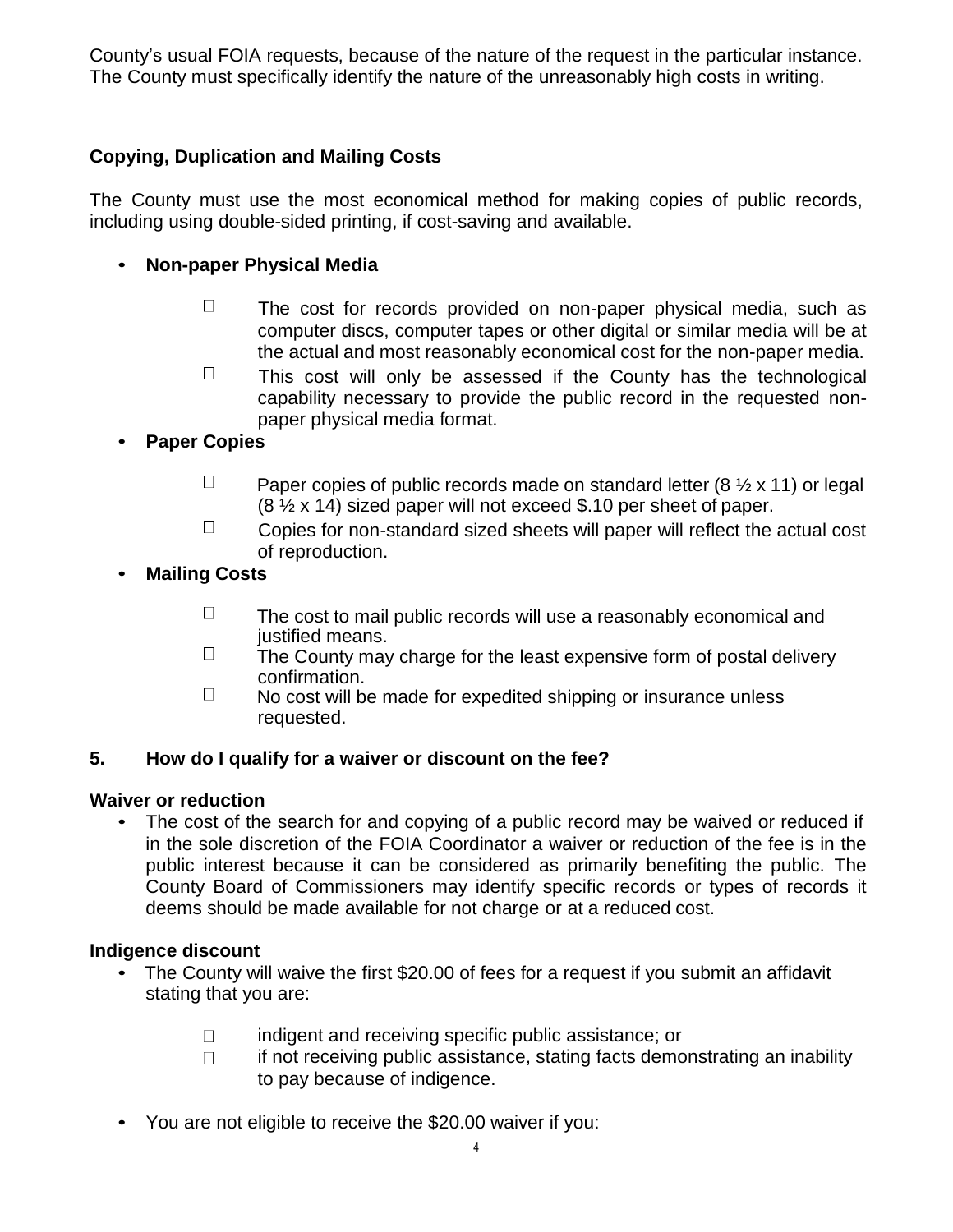County's usual FOIA requests, because of the nature of the request in the particular instance. The County must specifically identify the nature of the unreasonably high costs in writing.

### Copying, Duplication and Mailing Costs

The County must use the most economical method for making copies of public records, including using double-sided printing, if cost-saving and available.

- **Non-paper Physical Media**
  - The cost for records provided on non-paper physical media, such as computer discs, computer tapes or other digital or similar media will be at the actual and most reasonably economical cost for the non-paper media.
  - This cost will only be assessed if the County has the technological capability necessary to provide the public record in the requested non-paper physical media format.
- **Paper Copies**
  - Paper copies of public records made on standard letter (8 ½ x 11) or legal (8 ½ x 14) sized paper will not exceed $.10 per sheet of paper.
  - Copies for non-standard sized sheets will paper will reflect the actual cost of reproduction.
- **Mailing Costs**
  - The cost to mail public records will use a reasonably economical and justified means.
  - The County may charge for the least expensive form of postal delivery confirmation.
  - No cost will be made for expedited shipping or insurance unless requested.

## 5. How do I qualify for a waiver or discount on the fee?

### Waiver or reduction

- The cost of the search for and copying of a public record may be waived or reduced if in the sole discretion of the FOIA Coordinator a waiver or reduction of the fee is in the public interest because it can be considered as primarily benefiting the public. The County Board of Commissioners may identify specific records or types of records it deems should be made available for not charge or at a reduced cost.

### Indigence discount

- The County will waive the first $20.00 of fees for a request if you submit an affidavit stating that you are:
  - indigent and receiving specific public assistance; or
  - if not receiving public assistance, stating facts demonstrating an inability to pay because of indigence.
- You are not eligible to receive the $20.00 waiver if you: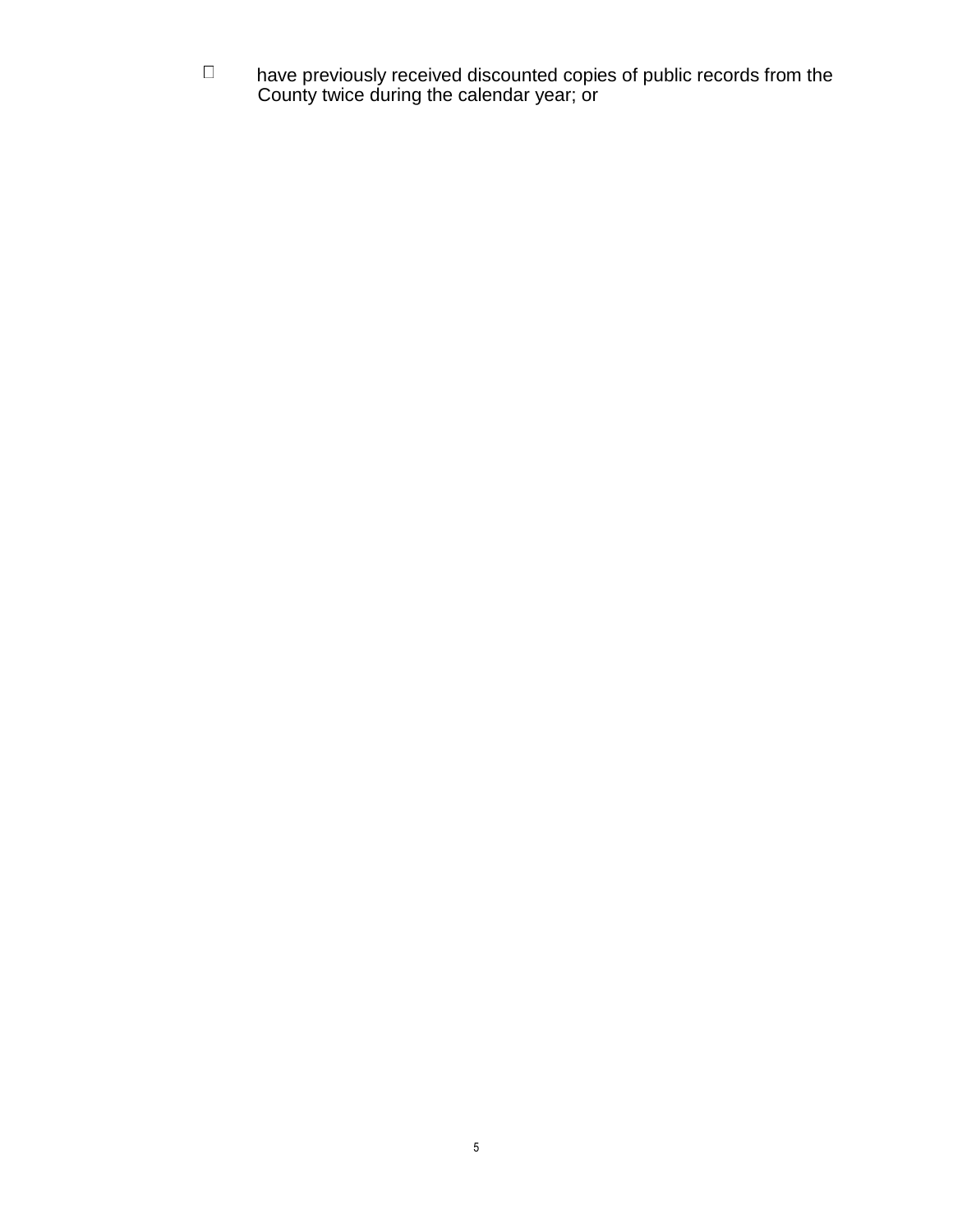- have previously received discounted copies of public records from the County twice during the calendar year; or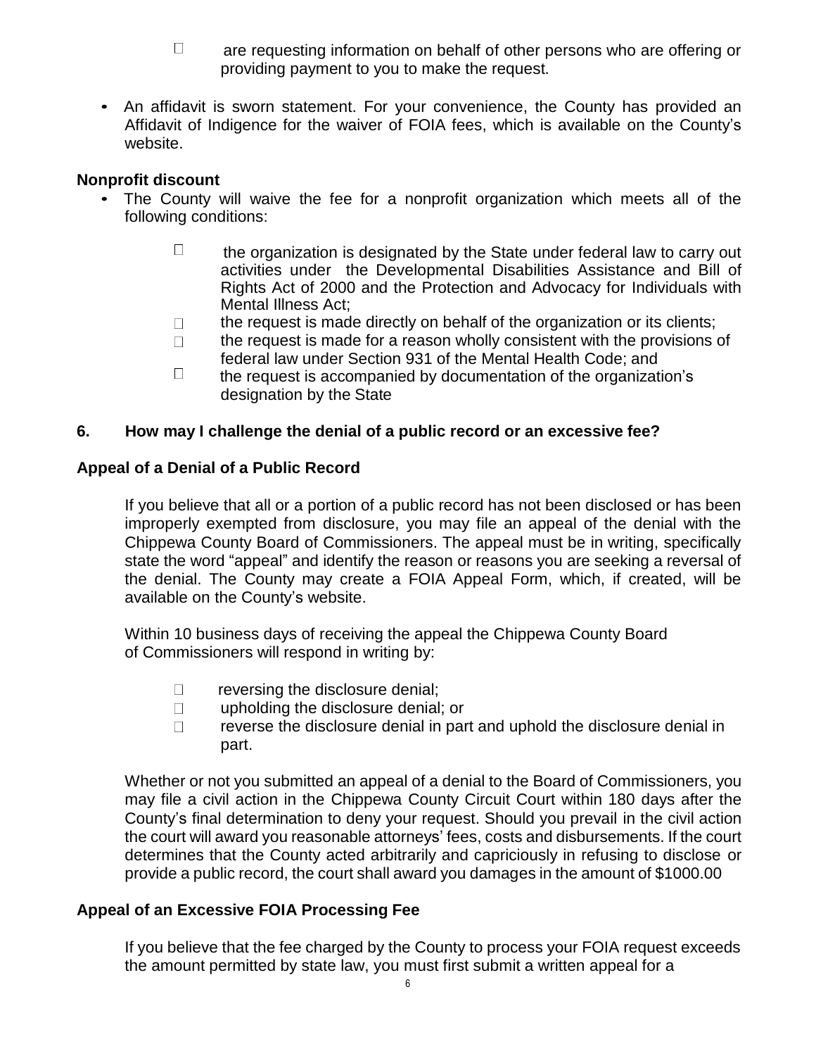- are requesting information on behalf of other persons who are offering or providing payment to you to make the request.

- An affidavit is sworn statement. For your convenience, the County has provided an Affidavit of Indigence for the waiver of FOIA fees, which is available on the County's website.

**Nonprofit discount**

- The County will waive the fee for a nonprofit organization which meets all of the following conditions:
  - the organization is designated by the State under federal law to carry out activities under the Developmental Disabilities Assistance and Bill of Rights Act of 2000 and the Protection and Advocacy for Individuals with Mental Illness Act;
  - the request is made directly on behalf of the organization or its clients;
  - the request is made for a reason wholly consistent with the provisions of federal law under Section 931 of the Mental Health Code; and
  - the request is accompanied by documentation of the organization's designation by the State

## 6. How may I challenge the denial of a public record or an excessive fee?

### Appeal of a Denial of a Public Record

If you believe that all or a portion of a public record has not been disclosed or has been improperly exempted from disclosure, you may file an appeal of the denial with the Chippewa County Board of Commissioners. The appeal must be in writing, specifically state the word "appeal" and identify the reason or reasons you are seeking a reversal of the denial. The County may create a FOIA Appeal Form, which, if created, will be available on the County's website.

Within 10 business days of receiving the appeal the Chippewa County Board of Commissioners will respond in writing by:

- reversing the disclosure denial;
- upholding the disclosure denial; or
- reverse the disclosure denial in part and uphold the disclosure denial in part.

Whether or not you submitted an appeal of a denial to the Board of Commissioners, you may file a civil action in the Chippewa County Circuit Court within 180 days after the County's final determination to deny your request. Should you prevail in the civil action the court will award you reasonable attorneys' fees, costs and disbursements. If the court determines that the County acted arbitrarily and capriciously in refusing to disclose or provide a public record, the court shall award you damages in the amount of $1000.00

### Appeal of an Excessive FOIA Processing Fee

If you believe that the fee charged by the County to process your FOIA request exceeds the amount permitted by state law, you must first submit a written appeal for a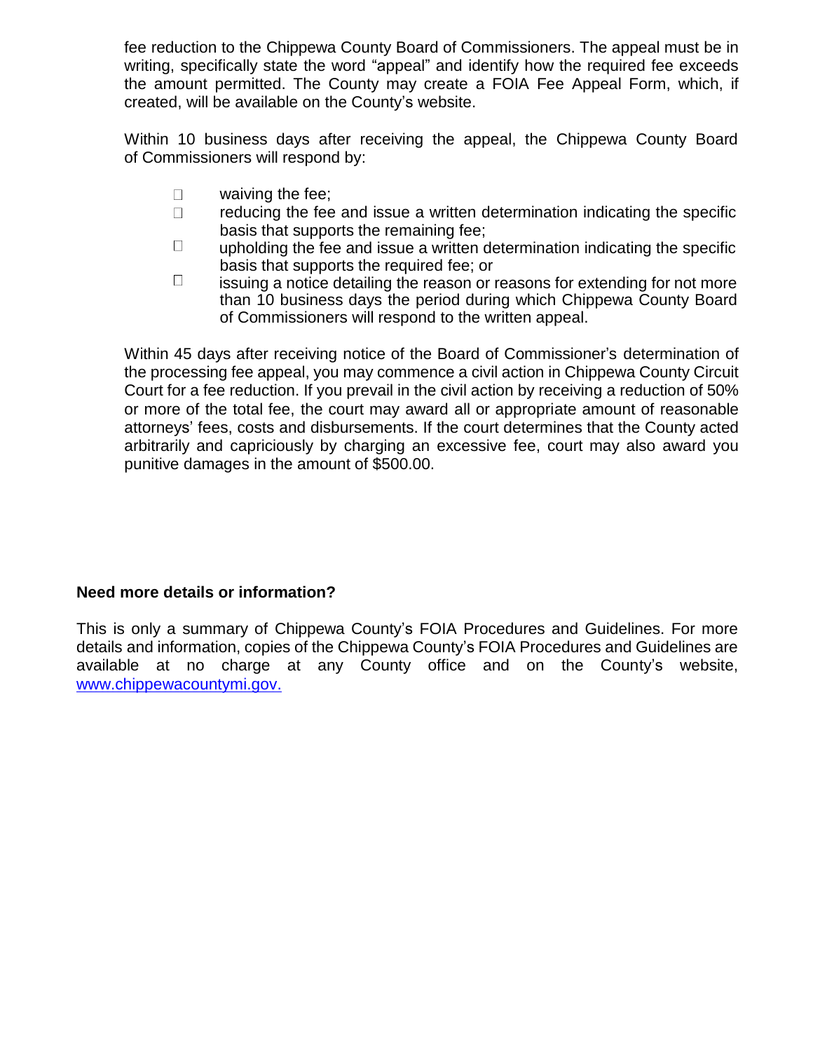fee reduction to the Chippewa County Board of Commissioners. The appeal must be in writing, specifically state the word "appeal" and identify how the required fee exceeds the amount permitted. The County may create a FOIA Fee Appeal Form, which, if created, will be available on the County's website.

Within 10 business days after receiving the appeal, the Chippewa County Board of Commissioners will respond by:

- waiving the fee;
- reducing the fee and issue a written determination indicating the specific basis that supports the remaining fee;
- upholding the fee and issue a written determination indicating the specific basis that supports the required fee; or
- issuing a notice detailing the reason or reasons for extending for not more than 10 business days the period during which Chippewa County Board of Commissioners will respond to the written appeal.

Within 45 days after receiving notice of the Board of Commissioner's determination of the processing fee appeal, you may commence a civil action in Chippewa County Circuit Court for a fee reduction. If you prevail in the civil action by receiving a reduction of 50% or more of the total fee, the court may award all or appropriate amount of reasonable attorneys' fees, costs and disbursements. If the court determines that the County acted arbitrarily and capriciously by charging an excessive fee, court may also award you punitive damages in the amount of $500.00.

**Need more details or information?**

This is only a summary of Chippewa County's FOIA Procedures and Guidelines. For more details and information, copies of the Chippewa County's FOIA Procedures and Guidelines are available at no charge at any County office and on the County's website, www.chippewacountymi.gov.